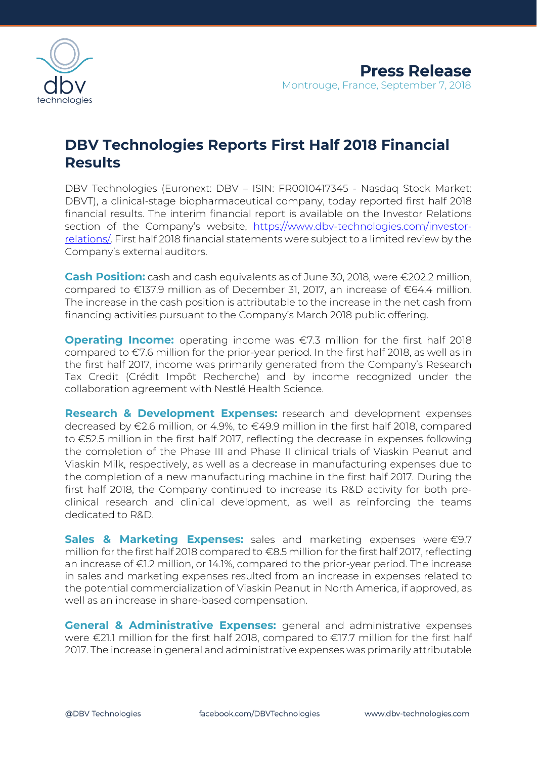**Press Release**

Montrouge, France, September 7, 2018

# DBV Technologies Reports First Half 2018 Financial Results

DBV Technologies (Euronext: DBV – ISIN: FR0010417345 - Nasdaq Stock Market: DBVT), a clinical-stage biopharmaceutical company, today reported first half 2018 financial results. The interim financial report is available on the Investor Relations section of the Company's website, [https://www.dbv-technologies.com/investor-relations/](https://www.dbv-technologies.com/investor-relations/). First half 2018 financial statements were subject to a limited review by the Company's external auditors.

**Cash Position:** cash and cash equivalents as of June 30, 2018, were €202.2 million, compared to €137.9 million as of December 31, 2017, an increase of €64.4 million. The increase in the cash position is attributable to the increase in the net cash from financing activities pursuant to the Company's March 2018 public offering.

**Operating Income:** operating income was €7.3 million for the first half 2018 compared to €7.6 million for the prior-year period. In the first half 2018, as well as in the first half 2017, income was primarily generated from the Company's Research Tax Credit (Crédit Impôt Recherche) and by income recognized under the collaboration agreement with Nestlé Health Science.

**Research & Development Expenses:** research and development expenses decreased by €2.6 million, or 4.9%, to €49.9 million in the first half 2018, compared to €52.5 million in the first half 2017, reflecting the decrease in expenses following the completion of the Phase III and Phase II clinical trials of Viaskin Peanut and Viaskin Milk, respectively, as well as a decrease in manufacturing expenses due to the completion of a new manufacturing machine in the first half 2017. During the first half 2018, the Company continued to increase its R&D activity for both pre-clinical research and clinical development, as well as reinforcing the teams dedicated to R&D.

**Sales & Marketing Expenses:** sales and marketing expenses were €9.7 million for the first half 2018 compared to €8.5 million for the first half 2017, reflecting an increase of €1.2 million, or 14.1%, compared to the prior-year period. The increase in sales and marketing expenses resulted from an increase in expenses related to the potential commercialization of Viaskin Peanut in North America, if approved, as well as an increase in share-based compensation.

**General & Administrative Expenses:** general and administrative expenses were €21.1 million for the first half 2018, compared to €17.7 million for the first half 2017. The increase in general and administrative expenses was primarily attributable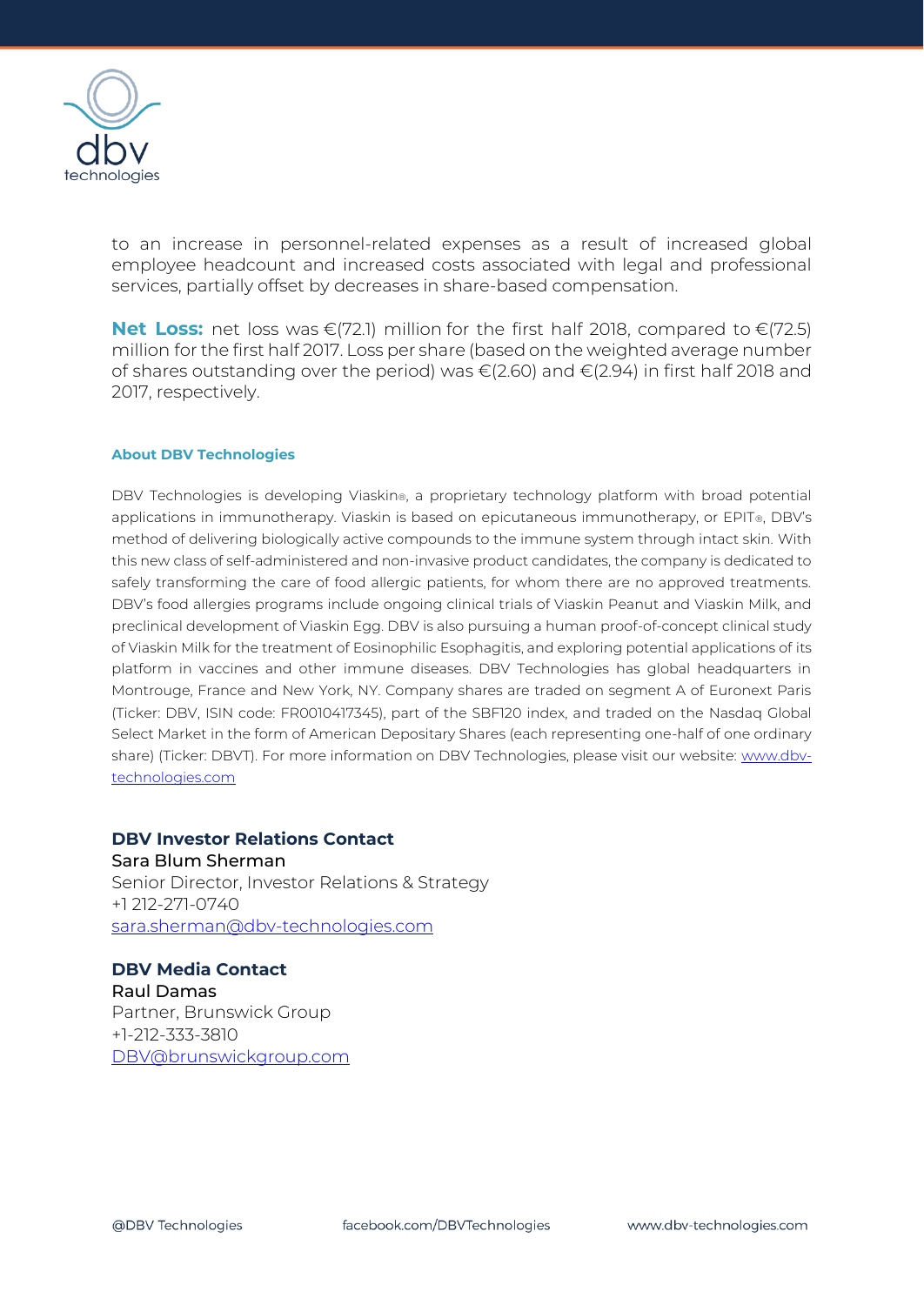to an increase in personnel-related expenses as a result of increased global employee headcount and increased costs associated with legal and professional services, partially offset by decreases in share-based compensation.

**Net Loss:** net loss was €(72.1) million for the first half 2018, compared to €(72.5) million for the first half 2017. Loss per share (based on the weighted average number of shares outstanding over the period) was €(2.60) and €(2.94) in first half 2018 and 2017, respectively.

#### About DBV Technologies

DBV Technologies is developing Viaskin®, a proprietary technology platform with broad potential applications in immunotherapy. Viaskin is based on epicutaneous immunotherapy, or EPIT®, DBV's method of delivering biologically active compounds to the immune system through intact skin. With this new class of self-administered and non-invasive product candidates, the company is dedicated to safely transforming the care of food allergic patients, for whom there are no approved treatments. DBV's food allergies programs include ongoing clinical trials of Viaskin Peanut and Viaskin Milk, and preclinical development of Viaskin Egg. DBV is also pursuing a human proof-of-concept clinical study of Viaskin Milk for the treatment of Eosinophilic Esophagitis, and exploring potential applications of its platform in vaccines and other immune diseases. DBV Technologies has global headquarters in Montrouge, France and New York, NY. Company shares are traded on segment A of Euronext Paris (Ticker: DBV, ISIN code: FR0010417345), part of the SBF120 index, and traded on the Nasdaq Global Select Market in the form of American Depositary Shares (each representing one-half of one ordinary share) (Ticker: DBVT). For more information on DBV Technologies, please visit our website: www.dbv-technologies.com

**DBV Investor Relations Contact**
Sara Blum Sherman
Senior Director, Investor Relations & Strategy
+1 212-271-0740
sara.sherman@dbv-technologies.com

**DBV Media Contact**
Raul Damas
Partner, Brunswick Group
+1-212-333-3810
DBV@brunswickgroup.com